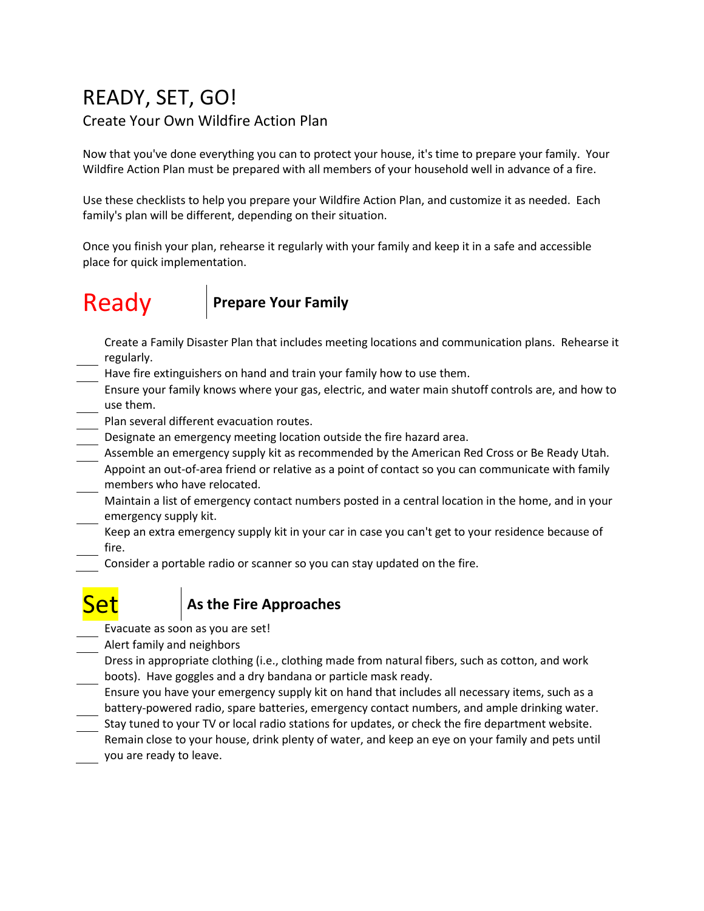# READY, SET, GO!

Create Your Own Wildfire Action Plan

Now that you've done everything you can to protect your house, it's time to prepare your family. Your Wildfire Action Plan must be prepared with all members of your household well in advance of a fire.

Use these checklists to help you prepare your Wildfire Action Plan, and customize it as needed. Each family's plan will be different, depending on their situation.

Once you finish your plan, rehearse it regularly with your family and keep it in a safe and accessible place for quick implementation.

## Ready | Prepare Your Family

- ____ Create a Family Disaster Plan that includes meeting locations and communication plans. Rehearse it regularly.
- ____ Have fire extinguishers on hand and train your family how to use them.
- ____ Ensure your family knows where your gas, electric, and water main shutoff controls are, and how to use them.
- ____ Plan several different evacuation routes.
- ____ Designate an emergency meeting location outside the fire hazard area.
- ____ Assemble an emergency supply kit as recommended by the American Red Cross or Be Ready Utah.
- ____ Appoint an out-of-area friend or relative as a point of contact so you can communicate with family members who have relocated.
- ____ Maintain a list of emergency contact numbers posted in a central location in the home, and in your emergency supply kit.
- ____ Keep an extra emergency supply kit in your car in case you can't get to your residence because of fire.
- ____ Consider a portable radio or scanner so you can stay updated on the fire.

## Set | As the Fire Approaches

- ____ Evacuate as soon as you are set!
- ____ Alert family and neighbors
- ____ Dress in appropriate clothing (i.e., clothing made from natural fibers, such as cotton, and work boots). Have goggles and a dry bandana or particle mask ready.
- ____ Ensure you have your emergency supply kit on hand that includes all necessary items, such as a battery-powered radio, spare batteries, emergency contact numbers, and ample drinking water.
- ____ Stay tuned to your TV or local radio stations for updates, or check the fire department website.
- ____ Remain close to your house, drink plenty of water, and keep an eye on your family and pets until you are ready to leave.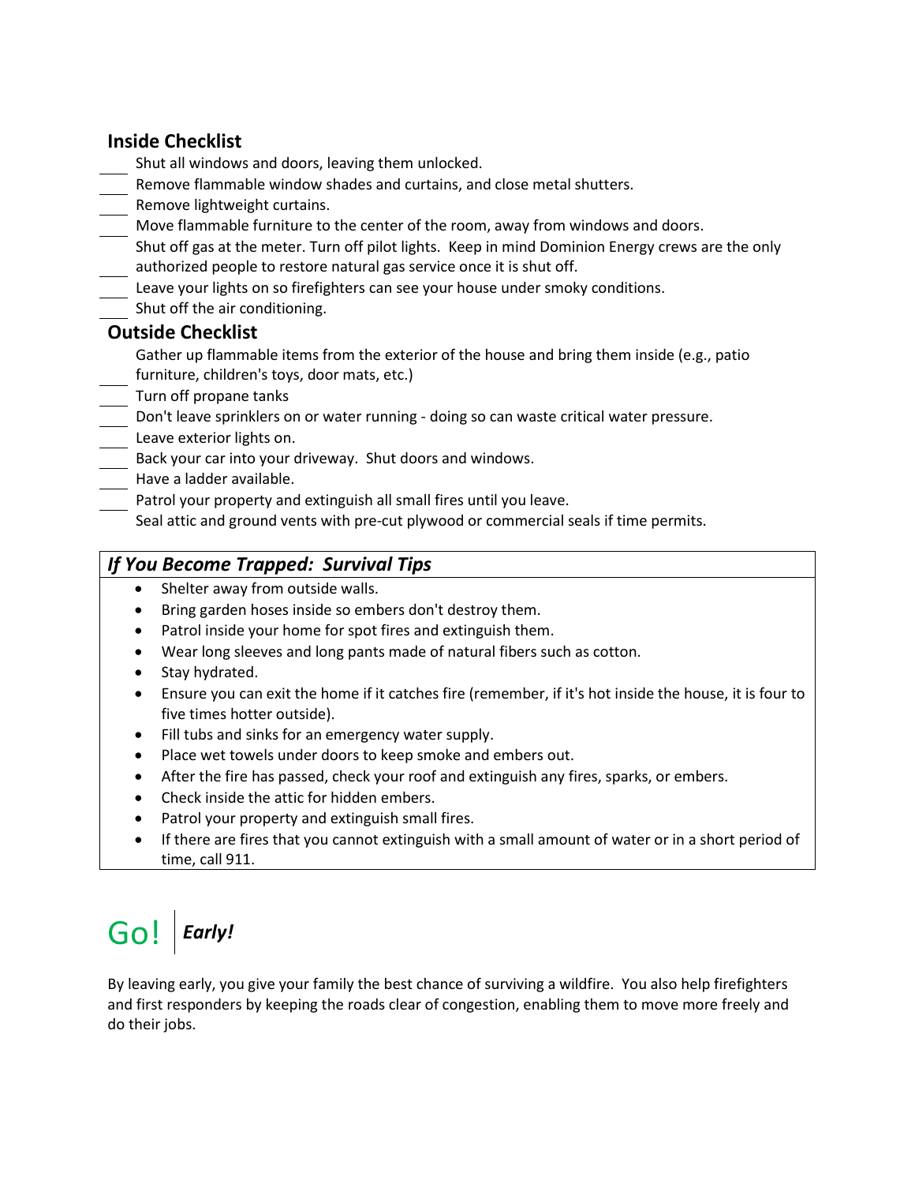## Inside Checklist

- ___ Shut all windows and doors, leaving them unlocked.
- ___ Remove flammable window shades and curtains, and close metal shutters.
- ___ Remove lightweight curtains.
- ___ Move flammable furniture to the center of the room, away from windows and doors.
- ___ Shut off gas at the meter. Turn off pilot lights. Keep in mind Dominion Energy crews are the only authorized people to restore natural gas service once it is shut off.
- ___ Leave your lights on so firefighters can see your house under smoky conditions.
- ___ Shut off the air conditioning.

## Outside Checklist

- ___ Gather up flammable items from the exterior of the house and bring them inside (e.g., patio furniture, children's toys, door mats, etc.)
- ___ Turn off propane tanks
- ___ Don't leave sprinklers on or water running - doing so can waste critical water pressure.
- ___ Leave exterior lights on.
- ___ Back your car into your driveway. Shut doors and windows.
- ___ Have a ladder available.
- ___ Patrol your property and extinguish all small fires until you leave.
- Seal attic and ground vents with pre-cut plywood or commercial seals if time permits.

### *If You Become Trapped: Survival Tips*

- Shelter away from outside walls.
- Bring garden hoses inside so embers don't destroy them.
- Patrol inside your home for spot fires and extinguish them.
- Wear long sleeves and long pants made of natural fibers such as cotton.
- Stay hydrated.
- Ensure you can exit the home if it catches fire (remember, if it's hot inside the house, it is four to five times hotter outside).
- Fill tubs and sinks for an emergency water supply.
- Place wet towels under doors to keep smoke and embers out.
- After the fire has passed, check your roof and extinguish any fires, sparks, or embers.
- Check inside the attic for hidden embers.
- Patrol your property and extinguish small fires.
- If there are fires that you cannot extinguish with a small amount of water or in a short period of time, call 911.

# Go! | *Early!*

By leaving early, you give your family the best chance of surviving a wildfire. You also help firefighters and first responders by keeping the roads clear of congestion, enabling them to move more freely and do their jobs.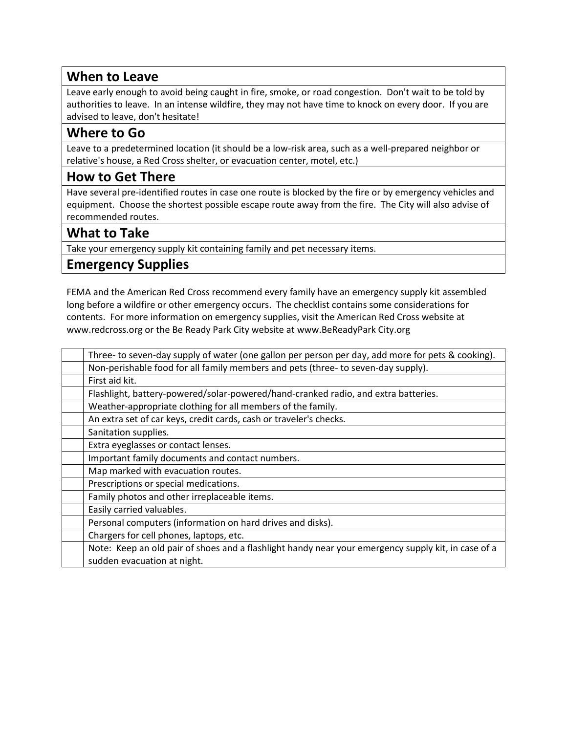## When to Leave

Leave early enough to avoid being caught in fire, smoke, or road congestion. Don't wait to be told by authorities to leave. In an intense wildfire, they may not have time to knock on every door. If you are advised to leave, don't hesitate!

## Where to Go

Leave to a predetermined location (it should be a low-risk area, such as a well-prepared neighbor or relative's house, a Red Cross shelter, or evacuation center, motel, etc.)

## How to Get There

Have several pre-identified routes in case one route is blocked by the fire or by emergency vehicles and equipment. Choose the shortest possible escape route away from the fire. The City will also advise of recommended routes.

## What to Take

Take your emergency supply kit containing family and pet necessary items.

## Emergency Supplies

FEMA and the American Red Cross recommend every family have an emergency supply kit assembled long before a wildfire or other emergency occurs. The checklist contains some considerations for contents. For more information on emergency supplies, visit the American Red Cross website at www.redcross.org or the Be Ready Park City website at www.BeReadyPark City.org

| | |
|---|---|
| | Three- to seven-day supply of water (one gallon per person per day, add more for pets & cooking). |
| | Non-perishable food for all family members and pets (three- to seven-day supply). |
| | First aid kit. |
| | Flashlight, battery-powered/solar-powered/hand-cranked radio, and extra batteries. |
| | Weather-appropriate clothing for all members of the family. |
| | An extra set of car keys, credit cards, cash or traveler's checks. |
| | Sanitation supplies. |
| | Extra eyeglasses or contact lenses. |
| | Important family documents and contact numbers. |
| | Map marked with evacuation routes. |
| | Prescriptions or special medications. |
| | Family photos and other irreplaceable items. |
| | Easily carried valuables. |
| | Personal computers (information on hard drives and disks). |
| | Chargers for cell phones, laptops, etc. |
| | Note: Keep an old pair of shoes and a flashlight handy near your emergency supply kit, in case of a sudden evacuation at night. |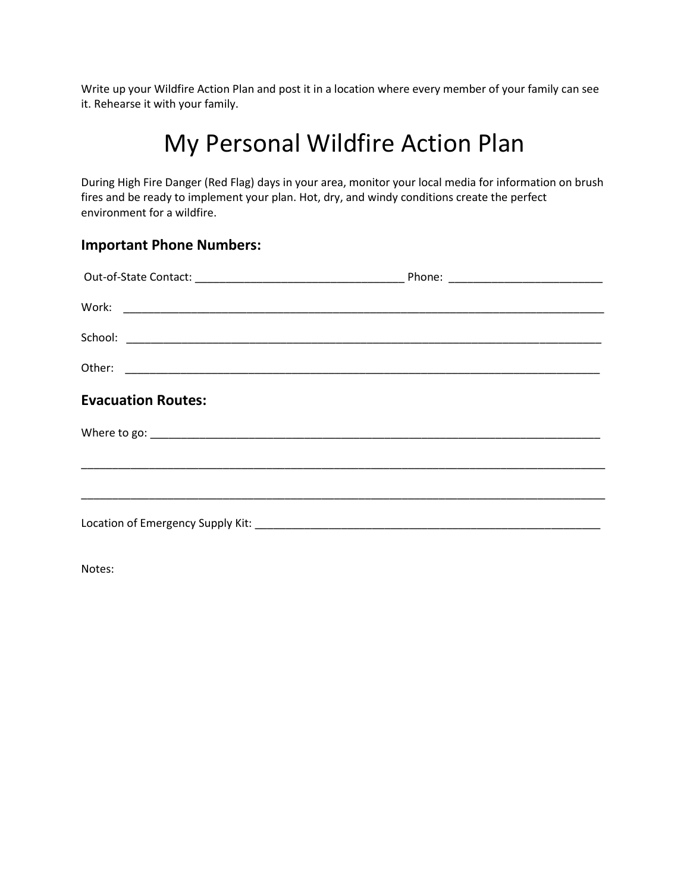Write up your Wildfire Action Plan and post it in a location where every member of your family can see it. Rehearse it with your family.

# My Personal Wildfire Action Plan

During High Fire Danger (Red Flag) days in your area, monitor your local media for information on brush fires and be ready to implement your plan. Hot, dry, and windy conditions create the perfect environment for a wildfire.

## Important Phone Numbers:

Out-of-State Contact: ___________________________________ Phone: _________________________

Work: ________________________________________________________________________________

School: _______________________________________________________________________________

Other: ________________________________________________________________________________

## Evacuation Routes:

Where to go: ___________________________________________________________________________

______________________________________________________________________________________

______________________________________________________________________________________

Location of Emergency Supply Kit: ____________________________________________________________

Notes: